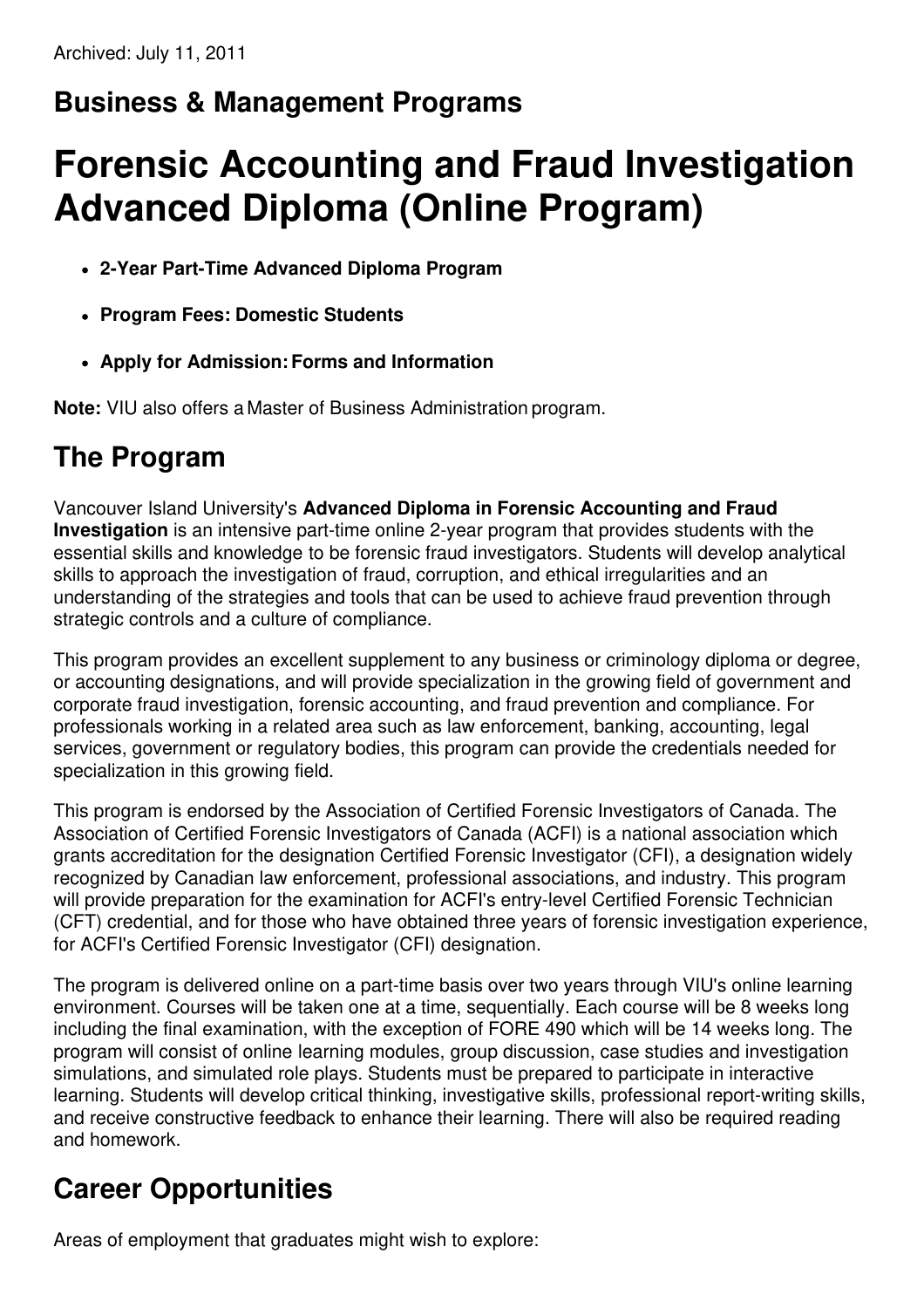Archived: July 11, 2011

## Business & Management Programs

# Forensic Accounting and Fraud Investigation Advanced Diploma (Online Program)

- **2-Year Part-Time Advanced Diploma Program**
- **Program Fees: Domestic Students**
- **Apply for Admission: Forms and Information**

**Note:** VIU also offers a Master of Business Administration program.

## The Program

Vancouver Island University's **Advanced Diploma in Forensic Accounting and Fraud Investigation** is an intensive part-time online 2-year program that provides students with the essential skills and knowledge to be forensic fraud investigators. Students will develop analytical skills to approach the investigation of fraud, corruption, and ethical irregularities and an understanding of the strategies and tools that can be used to achieve fraud prevention through strategic controls and a culture of compliance.

This program provides an excellent supplement to any business or criminology diploma or degree, or accounting designations, and will provide specialization in the growing field of government and corporate fraud investigation, forensic accounting, and fraud prevention and compliance. For professionals working in a related area such as law enforcement, banking, accounting, legal services, government or regulatory bodies, this program can provide the credentials needed for specialization in this growing field.

This program is endorsed by the Association of Certified Forensic Investigators of Canada. The Association of Certified Forensic Investigators of Canada (ACFI) is a national association which grants accreditation for the designation Certified Forensic Investigator (CFI), a designation widely recognized by Canadian law enforcement, professional associations, and industry. This program will provide preparation for the examination for ACFI's entry-level Certified Forensic Technician (CFT) credential, and for those who have obtained three years of forensic investigation experience, for ACFI's Certified Forensic Investigator (CFI) designation.

The program is delivered online on a part-time basis over two years through VIU's online learning environment. Courses will be taken one at a time, sequentially. Each course will be 8 weeks long including the final examination, with the exception of FORE 490 which will be 14 weeks long. The program will consist of online learning modules, group discussion, case studies and investigation simulations, and simulated role plays. Students must be prepared to participate in interactive learning. Students will develop critical thinking, investigative skills, professional report-writing skills, and receive constructive feedback to enhance their learning. There will also be required reading and homework.

## Career Opportunities

Areas of employment that graduates might wish to explore: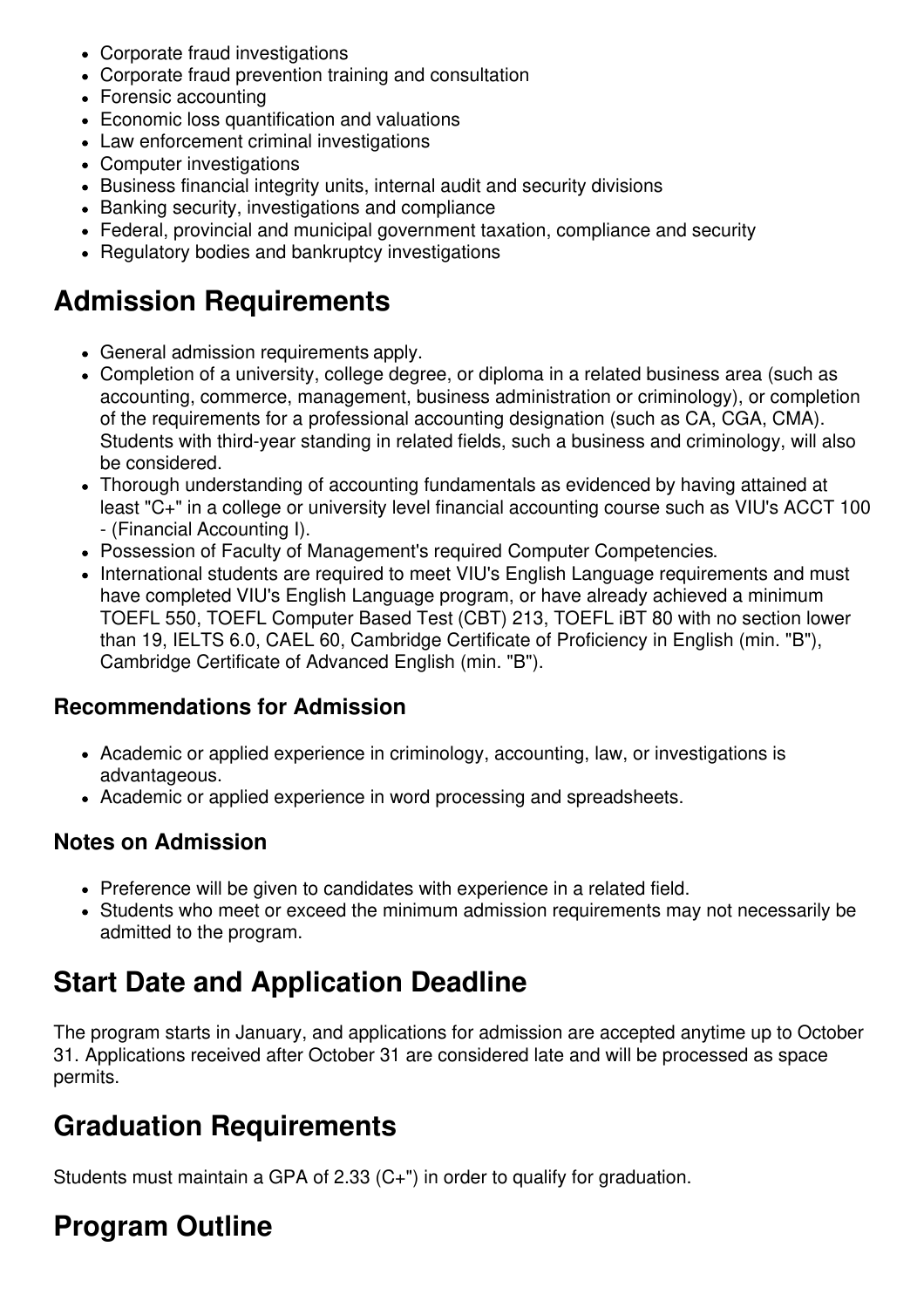- Corporate fraud investigations
- Corporate fraud prevention training and consultation
- Forensic accounting
- Economic loss quantification and valuations
- Law enforcement criminal investigations
- Computer investigations
- Business financial integrity units, internal audit and security divisions
- Banking security, investigations and compliance
- Federal, provincial and municipal government taxation, compliance and security
- Regulatory bodies and bankruptcy investigations

## Admission Requirements

- General admission requirements apply.
- Completion of a university, college degree, or diploma in a related business area (such as accounting, commerce, management, business administration or criminology), or completion of the requirements for a professional accounting designation (such as CA, CGA, CMA). Students with third-year standing in related fields, such a business and criminology, will also be considered.
- Thorough understanding of accounting fundamentals as evidenced by having attained at least "C+" in a college or university level financial accounting course such as VIU's ACCT 100 - (Financial Accounting I).
- Possession of Faculty of Management's required Computer Competencies.
- International students are required to meet VIU's English Language requirements and must have completed VIU's English Language program, or have already achieved a minimum TOEFL 550, TOEFL Computer Based Test (CBT) 213, TOEFL iBT 80 with no section lower than 19, IELTS 6.0, CAEL 60, Cambridge Certificate of Proficiency in English (min. "B"), Cambridge Certificate of Advanced English (min. "B").

### Recommendations for Admission

- Academic or applied experience in criminology, accounting, law, or investigations is advantageous.
- Academic or applied experience in word processing and spreadsheets.

### Notes on Admission

- Preference will be given to candidates with experience in a related field.
- Students who meet or exceed the minimum admission requirements may not necessarily be admitted to the program.

## Start Date and Application Deadline

The program starts in January, and applications for admission are accepted anytime up to October 31. Applications received after October 31 are considered late and will be processed as space permits.

## Graduation Requirements

Students must maintain a GPA of 2.33 (C+") in order to qualify for graduation.

## Program Outline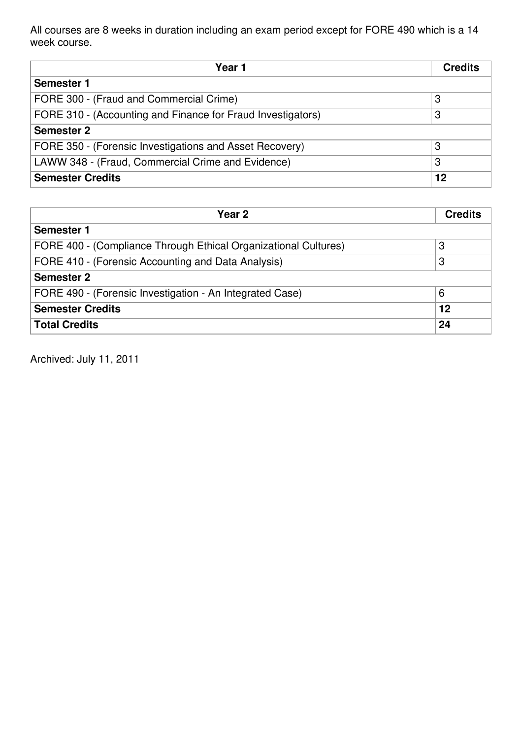All courses are 8 weeks in duration including an exam period except for FORE 490 which is a 14 week course.

| Year 1 | Credits |
|---|---|
| **Semester 1** | |
| FORE 300 - (Fraud and Commercial Crime) | 3 |
| FORE 310 - (Accounting and Finance for Fraud Investigators) | 3 |
| **Semester 2** | |
| FORE 350 - (Forensic Investigations and Asset Recovery) | 3 |
| LAWW 348 - (Fraud, Commercial Crime and Evidence) | 3 |
| **Semester Credits** | **12** |

| Year 2 | Credits |
|---|---|
| **Semester 1** | |
| FORE 400 - (Compliance Through Ethical Organizational Cultures) | 3 |
| FORE 410 - (Forensic Accounting and Data Analysis) | 3 |
| **Semester 2** | |
| FORE 490 - (Forensic Investigation - An Integrated Case) | 6 |
| **Semester Credits** | **12** |
| **Total Credits** | **24** |

Archived: July 11, 2011